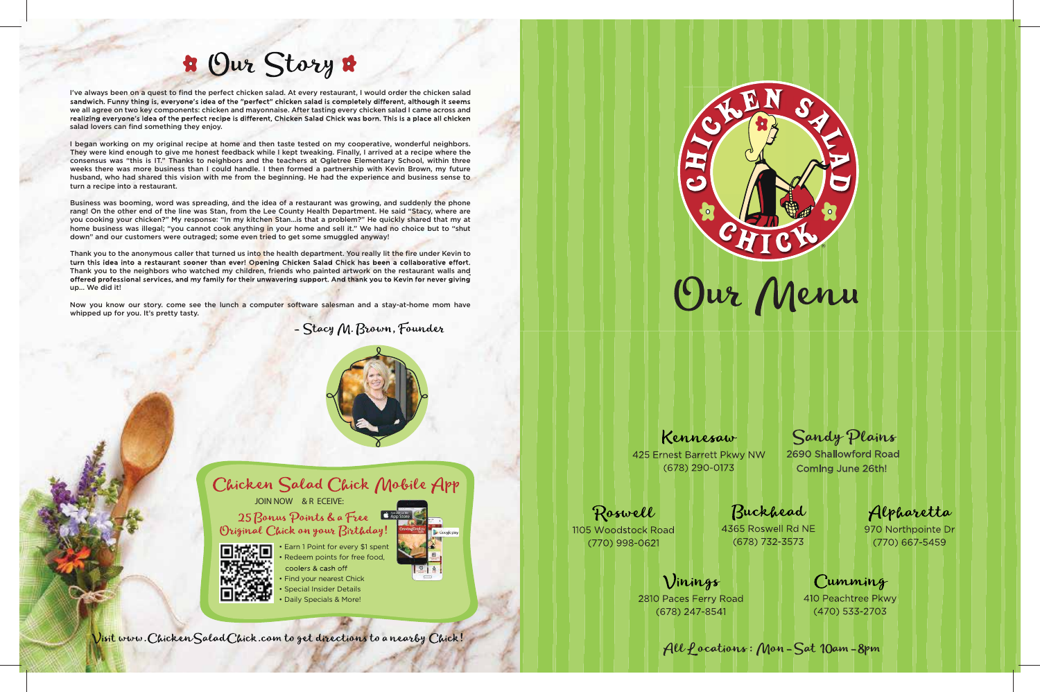# Our Story

I've always been on a quest to find the perfect chicken salad. At every restaurant, I would order the chicken salad sandwich. Funny thing is, everyone's idea of the "perfect" chicken salad is completely different, although it seems we all agree on two key components: chicken and mayonnaise. After tasting every chicken salad I came across and realizing everyone's idea of the perfect recipe is different, Chicken Salad Chick was born. This is a place all chicken salad lovers can find something they enjoy.

I began working on my original recipe at home and then taste tested on my cooperative, wonderful neighbors. They were kind enough to give me honest feedback while I kept tweaking. Finally, I arrived at a recipe where the consensus was "this is IT." Thanks to neighbors and the teachers at Ogletree Elementary School, within three weeks there was more business than I could handle. I then formed a partnership with Kevin Brown, my future husband, who had shared this vision with me from the beginning. He had the experience and business sense to turn a recipe into a restaurant.

Business was booming, word was spreading, and the idea of a restaurant was growing, and suddenly the phone rang! On the other end of the line was Stan, from the Lee County Health Department. He said "Stacy, where are you cooking your chicken?" My response: "In my kitchen Stan...is that a problem?" He quickly shared that my at home business was illegal; "you cannot cook anything in your home and sell it." We had no choice but to "shut down" and our customers were outraged; some even tried to get some smuggled anyway!

Thank you to the anonymous caller that turned us into the health department. You really lit the fire under Kevin to turn this idea into a restaurant sooner than ever! Opening Chicken Salad Chick has been a collaborative effort. Thank you to the neighbors who watched my children, friends who painted artwork on the restaurant walls and offered professional services, and my family for their unwavering support. And thank you to Kevin for never giving up... We did it!

Now you know our story. come see the lunch a computer software salesman and a stay-at-home mom have whipped up for you. It's pretty tasty.

*- Stacy M. Brown, Founder*

## Chicken Salad Chick Mobile App

JOIN NOW & RECEIVE:

**25 Bonus Points & a Free Original Chick on your Birthday!**

- Earn 1 Point for every $1 spent
- Redeem points for free food, coolers & cash off
- Find your nearest Chick
- Special Insider Details
- Daily Specials & More!

*Visit www.ChickenSaladChick.com to get directions to a nearby Chick!*

# Chicken Salad Chick

# Our Menu

**Kennesaw**
425 Ernest Barrett Pkwy NW
(678) 290-0173

**Sandy Plains**
2690 Shallowford Road
Coming June 26th!

**Roswell**
1105 Woodstock Road
(770) 998-0621

**Buckhead**
4365 Roswell Rd NE
(678) 732-3573

**Alpharetta**
970 Northpointe Dr
(770) 667-5459

**Vinings**
2810 Paces Ferry Road
(678) 247-8541

**Cumming**
410 Peachtree Pkwy
(470) 533-2703

*All Locations: Mon-Sat 10am-8pm*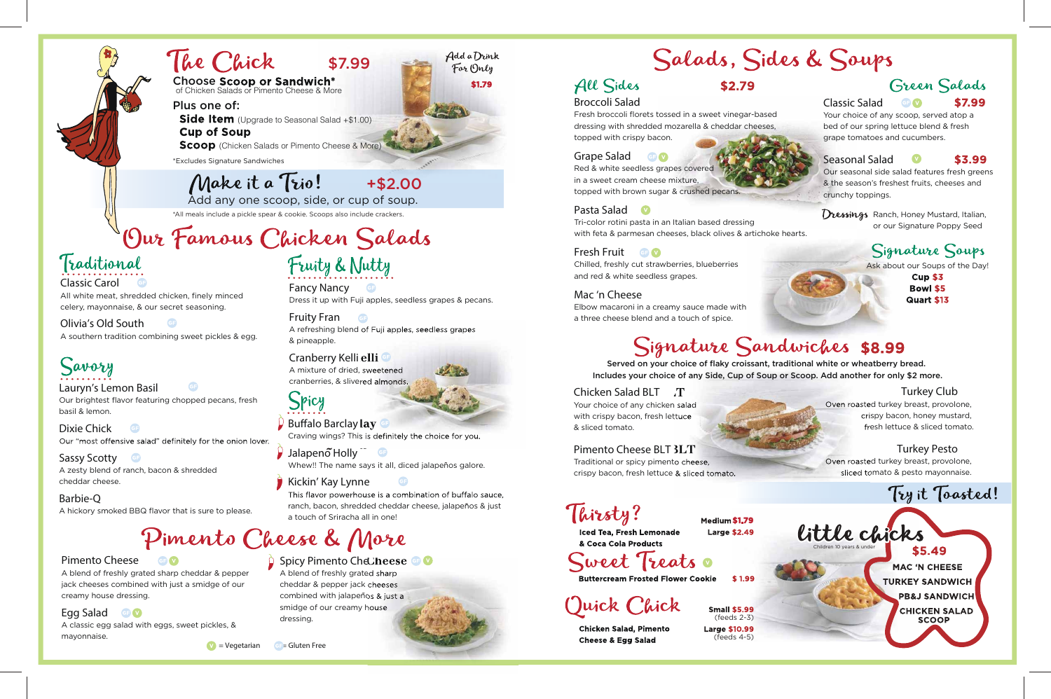# The Chick $7.99

**Add a Drink For Only $1.79**

Choose **Scoop or Sandwich***
of Chicken Salads or Pimento Cheese & More

Plus one of:

- **Side Item** (Upgrade to Seasonal Salad +$1.00)
- **Cup of Soup**
- **Scoop** (Chicken Salads or Pimento Cheese & More)

*Excludes Signature Sandwiches

## Make it a Trio! +$2.00

Add any one scoop, side, or cup of soup.

*All meals include a pickle spear & cookie. Scoops also include crackers.

# Our Famous Chicken Salads

## Traditional

**Classic Carol** (GF)
All white meat, shredded chicken, finely minced celery, mayonnaise, & our secret seasoning.

**Olivia's Old South** (GF)
A southern tradition combining sweet pickles & egg.

## Savory

**Lauryn's Lemon Basil** (GF)
Our brightest flavor featuring chopped pecans, fresh basil & lemon.

**Dixie Chick** (GF)
Our "most offensive salad" definitely for the onion lover.

**Sassy Scotty** (GF)
A zesty blend of ranch, bacon & shredded cheddar cheese.

**Barbie-Q**
A hickory smoked BBQ flavor that is sure to please.

## Fruity & Nutty

**Fancy Nancy** (GF)
Dress it up with Fuji apples, seedless grapes & pecans.

**Fruity Fran** (GF)
A refreshing blend of Fuji apples, seedless grapes & pineapple.

**Cranberry Kelli elli** (GF)
A mixture of dried, sweetened cranberries, & slivered almonds.

## Spicy

**Buffalo Barclay lay** (GF)
Craving wings? This is definitely the choice for you.

**Jalapeño Holly** (GF)
Whew!! The name says it all, diced jalapeños galore.

**Kickin' Kay Lynne** (GF)
This flavor powerhouse is a combination of buffalo sauce, ranch, bacon, shredded cheddar cheese, jalapeños & just a touch of Sriracha all in one!

# Pimento Cheese & More

**Pimento Cheese** (GF) (V)
A blend of freshly grated sharp cheddar & pepper jack cheeses combined with just a smidge of our creamy house dressing.

**Egg Salad** (GF) (V)
A classic egg salad with eggs, sweet pickles, & mayonnaise.

**Spicy Pimento Cheese** (GF) (V)
A blend of freshly grated sharp cheddar & pepper jack cheeses combined with jalapeños & just a smidge of our creamy house dressing.

(V) = Vegetarian (GF) = Gluten Free

# Salads, Sides & Soups

## All Sides $2.79

**Broccoli Salad**
Fresh broccoli florets tossed in a sweet vinegar-based dressing with shredded mozarella & cheddar cheeses, topped with crispy bacon.

**Grape Salad** (GF) (V)
Red & white seedless grapes covered in a sweet cream cheese mixture, topped with brown sugar & crushed pecans.

**Pasta Salad** (V)
Tri-color rotini pasta in an Italian based dressing with feta & parmesan cheeses, black olives & artichoke hearts.

**Fresh Fruit** (GF) (V)
Chilled, freshly cut strawberries, blueberries and red & white seedless grapes.

**Mac 'n Cheese**
Elbow macaroni in a creamy sauce made with a three cheese blend and a touch of spice.

## Green Salads

**Classic Salad** (GF) (V) $7.99
Your choice of any scoop, served atop a bed of our spring lettuce blend & fresh grape tomatoes and cucumbers.

**Seasonal Salad** (V) $3.99
Our seasonal side salad features fresh greens & the season's freshest fruits, cheeses and crunchy toppings.

**Dressings** Ranch, Honey Mustard, Italian, or our Signature Poppy Seed

## Signature Soups

Ask about our Soups of the Day!

- Cup $3
- Bowl $5
- Quart $13

# Signature Sandwiches $8.99

Served on your choice of flaky croissant, traditional white or wheatberry bread.
Includes your choice of any Side, Cup of Soup or Scoop. Add another for only $2 more.

**Chicken Salad BLT**
Your choice of any chicken salad with crispy bacon, fresh lettuce & sliced tomato.

**Pimento Cheese BLT**
Traditional or spicy pimento cheese, crispy bacon, fresh lettuce & sliced tomato.

**Turkey Club**
Oven roasted turkey breast, provolone, crispy bacon, honey mustard, fresh lettuce & sliced tomato.

**Turkey Pesto**
Oven roasted turkey breast, provolone, sliced tomato & pesto mayonnaise.

**Try it Toasted!**

## Thirsty?

Iced Tea, Fresh Lemonade & Coca Cola Products — Medium $1.79, Large $2.49

## Sweet Treats (V)

Buttercream Frosted Flower Cookie $1.99

## Quick Chick

Chicken Salad, Pimento Cheese & Egg Salad — Small $5.99 (feeds 2-3), Large $10.99 (feeds 4-5)

## little chicks $5.49

Children 10 years & under

- MAC 'N CHEESE
- TURKEY SANDWICH
- PB&J SANDWICH
- CHICKEN SALAD SCOOP